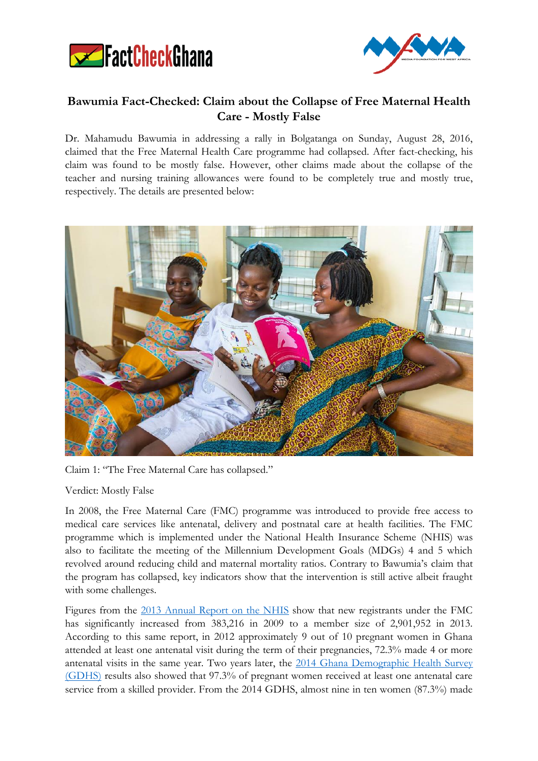# Bawumia Fact-Checked: Claim about the Collapse of Free Maternal Health Care - Mostly False

Dr. Mahamudu Bawumia in addressing a rally in Bolgatanga on Sunday, August 28, 2016, claimed that the Free Maternal Health Care programme had collapsed. After fact-checking, his claim was found to be mostly false. However, other claims made about the collapse of the teacher and nursing training allowances were found to be completely true and mostly true, respectively. The details are presented below:

Claim 1: "The Free Maternal Care has collapsed."

Verdict: Mostly False

In 2008, the Free Maternal Care (FMC) programme was introduced to provide free access to medical care services like antenatal, delivery and postnatal care at health facilities. The FMC programme which is implemented under the National Health Insurance Scheme (NHIS) was also to facilitate the meeting of the Millennium Development Goals (MDGs) 4 and 5 which revolved around reducing child and maternal mortality ratios. Contrary to Bawumia's claim that the program has collapsed, key indicators show that the intervention is still active albeit fraught with some challenges.

Figures from the 2013 Annual Report on the NHIS show that new registrants under the FMC has significantly increased from 383,216 in 2009 to a member size of 2,901,952 in 2013. According to this same report, in 2012 approximately 9 out of 10 pregnant women in Ghana attended at least one antenatal visit during the term of their pregnancies, 72.3% made 4 or more antenatal visits in the same year. Two years later, the 2014 Ghana Demographic Health Survey (GDHS) results also showed that 97.3% of pregnant women received at least one antenatal care service from a skilled provider. From the 2014 GDHS, almost nine in ten women (87.3%) made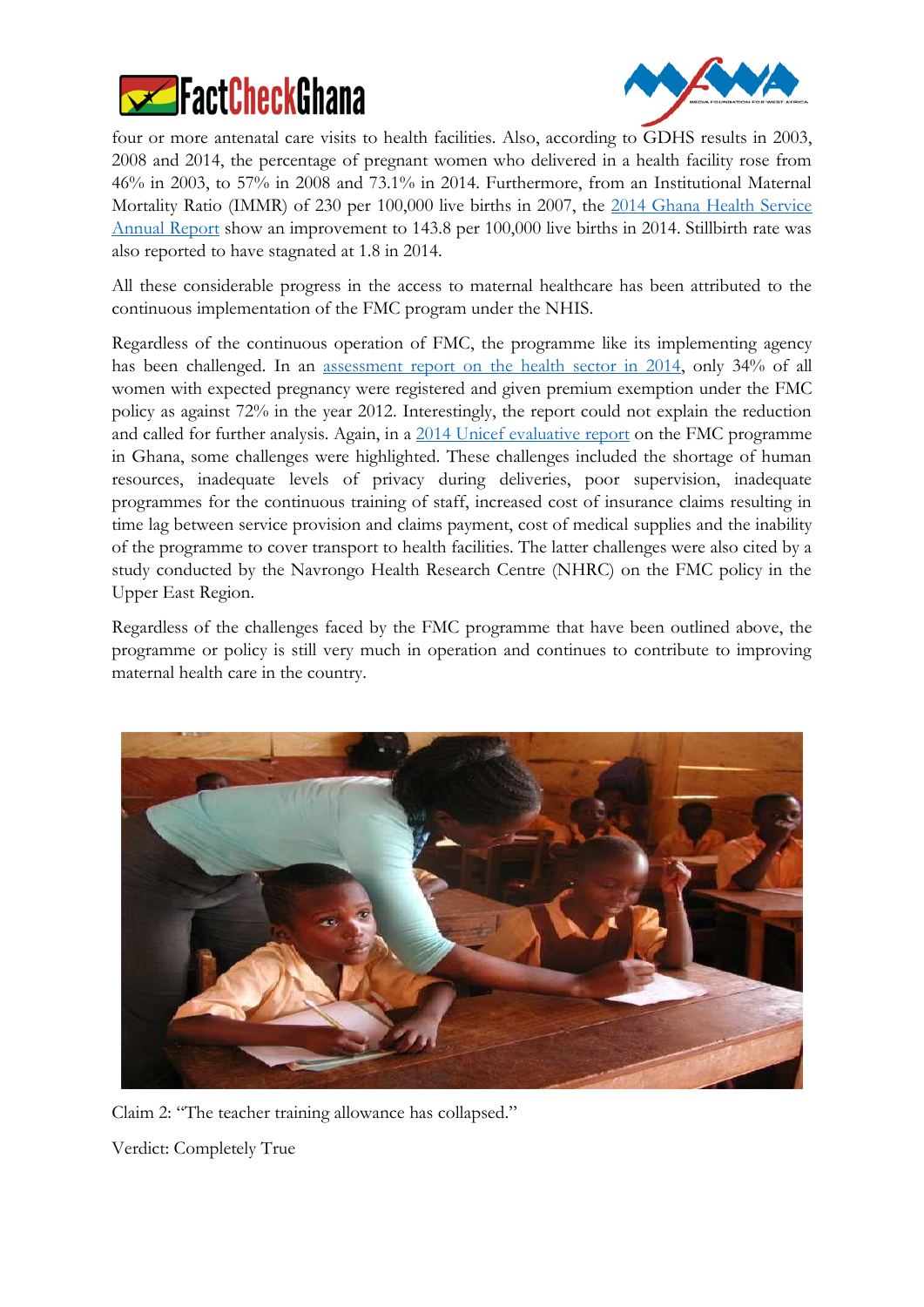four or more antenatal care visits to health facilities. Also, according to GDHS results in 2003, 2008 and 2014, the percentage of pregnant women who delivered in a health facility rose from 46% in 2003, to 57% in 2008 and 73.1% in 2014. Furthermore, from an Institutional Maternal Mortality Ratio (IMMR) of 230 per 100,000 live births in 2007, the 2014 Ghana Health Service Annual Report show an improvement to 143.8 per 100,000 live births in 2014. Stillbirth rate was also reported to have stagnated at 1.8 in 2014.

All these considerable progress in the access to maternal healthcare has been attributed to the continuous implementation of the FMC program under the NHIS.

Regardless of the continuous operation of FMC, the programme like its implementing agency has been challenged. In an assessment report on the health sector in 2014, only 34% of all women with expected pregnancy were registered and given premium exemption under the FMC policy as against 72% in the year 2012. Interestingly, the report could not explain the reduction and called for further analysis. Again, in a 2014 Unicef evaluative report on the FMC programme in Ghana, some challenges were highlighted. These challenges included the shortage of human resources, inadequate levels of privacy during deliveries, poor supervision, inadequate programmes for the continuous training of staff, increased cost of insurance claims resulting in time lag between service provision and claims payment, cost of medical supplies and the inability of the programme to cover transport to health facilities. The latter challenges were also cited by a study conducted by the Navrongo Health Research Centre (NHRC) on the FMC policy in the Upper East Region.

Regardless of the challenges faced by the FMC programme that have been outlined above, the programme or policy is still very much in operation and continues to contribute to improving maternal health care in the country.

Claim 2: "The teacher training allowance has collapsed."

Verdict: Completely True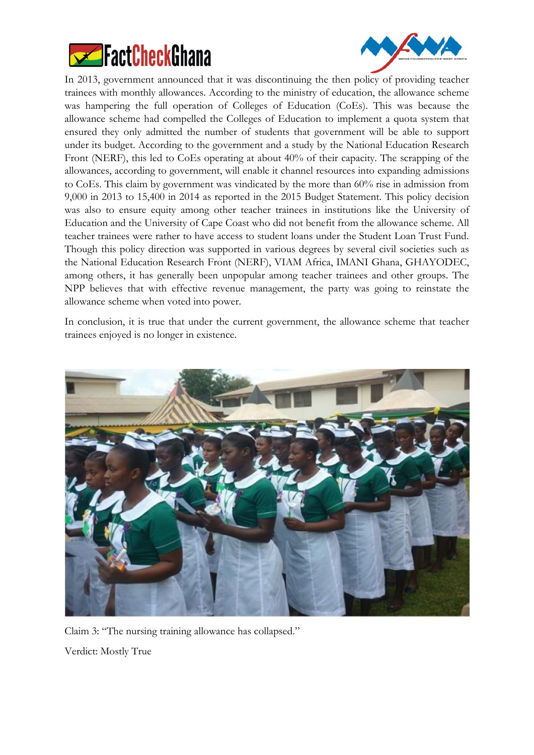In 2013, government announced that it was discontinuing the then policy of providing teacher trainees with monthly allowances. According to the ministry of education, the allowance scheme was hampering the full operation of Colleges of Education (CoEs). This was because the allowance scheme had compelled the Colleges of Education to implement a quota system that ensured they only admitted the number of students that government will be able to support under its budget. According to the government and a study by the National Education Research Front (NERF), this led to CoEs operating at about 40% of their capacity. The scrapping of the allowances, according to government, will enable it channel resources into expanding admissions to CoEs. This claim by government was vindicated by the more than 60% rise in admission from 9,000 in 2013 to 15,400 in 2014 as reported in the 2015 Budget Statement. This policy decision was also to ensure equity among other teacher trainees in institutions like the University of Education and the University of Cape Coast who did not benefit from the allowance scheme. All teacher trainees were rather to have access to student loans under the Student Loan Trust Fund. Though this policy direction was supported in various degrees by several civil societies such as the National Education Research Front (NERF), VIAM Africa, IMANI Ghana, GHAYODEC, among others, it has generally been unpopular among teacher trainees and other groups. The NPP believes that with effective revenue management, the party was going to reinstate the allowance scheme when voted into power.

In conclusion, it is true that under the current government, the allowance scheme that teacher trainees enjoyed is no longer in existence.

Claim 3: "The nursing training allowance has collapsed."

Verdict: Mostly True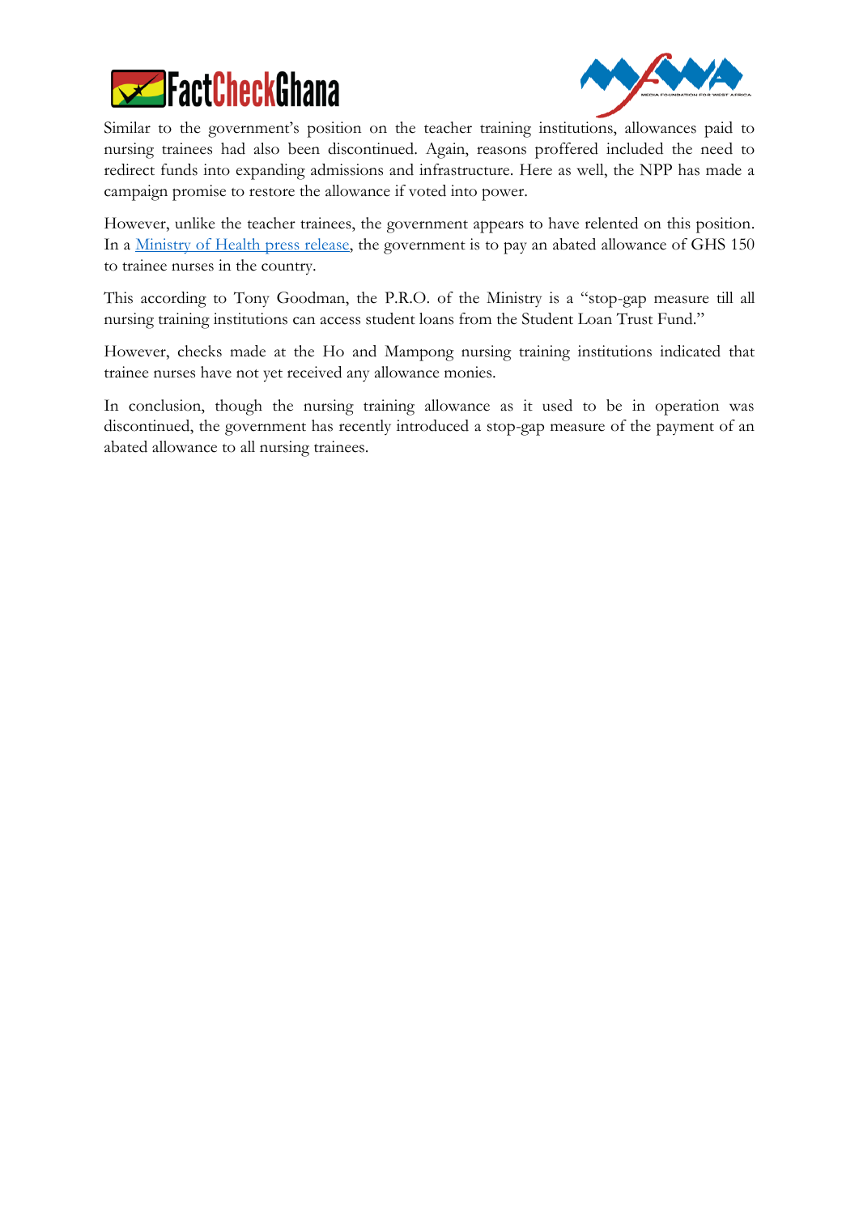Similar to the government's position on the teacher training institutions, allowances paid to nursing trainees had also been discontinued. Again, reasons proffered included the need to redirect funds into expanding admissions and infrastructure. Here as well, the NPP has made a campaign promise to restore the allowance if voted into power.

However, unlike the teacher trainees, the government appears to have relented on this position. In a Ministry of Health press release, the government is to pay an abated allowance of GHS 150 to trainee nurses in the country.

This according to Tony Goodman, the P.R.O. of the Ministry is a "stop-gap measure till all nursing training institutions can access student loans from the Student Loan Trust Fund."

However, checks made at the Ho and Mampong nursing training institutions indicated that trainee nurses have not yet received any allowance monies.

In conclusion, though the nursing training allowance as it used to be in operation was discontinued, the government has recently introduced a stop-gap measure of the payment of an abated allowance to all nursing trainees.